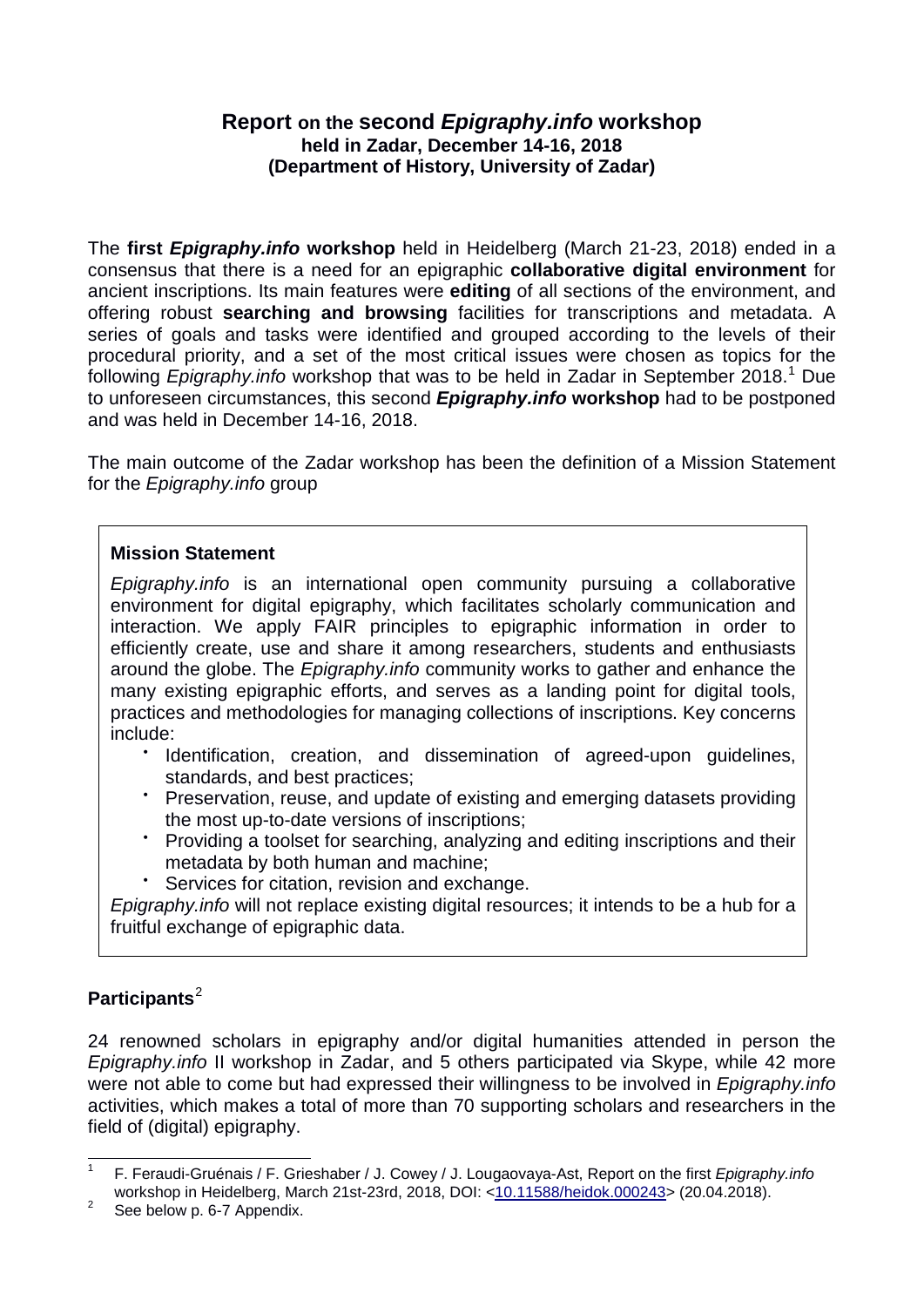# Report on the second *Epigraphy.info* workshop

**held in Zadar, December 14-16, 2018**
**(Department of History, University of Zadar)**

The **first *Epigraphy.info* workshop** held in Heidelberg (March 21-23, 2018) ended in a consensus that there is a need for an epigraphic **collaborative digital environment** for ancient inscriptions. Its main features were **editing** of all sections of the environment, and offering robust **searching and browsing** facilities for transcriptions and metadata. A series of goals and tasks were identified and grouped according to the levels of their procedural priority, and a set of the most critical issues were chosen as topics for the following *Epigraphy.info* workshop that was to be held in Zadar in September 2018.[1] Due to unforeseen circumstances, this second ***Epigraphy.info* workshop** had to be postponed and was held in December 14-16, 2018.

The main outcome of the Zadar workshop has been the definition of a Mission Statement for the *Epigraphy.info* group

> **Mission Statement**
>
> *Epigraphy.info* is an international open community pursuing a collaborative environment for digital epigraphy, which facilitates scholarly communication and interaction. We apply FAIR principles to epigraphic information in order to efficiently create, use and share it among researchers, students and enthusiasts around the globe. The *Epigraphy.info* community works to gather and enhance the many existing epigraphic efforts, and serves as a landing point for digital tools, practices and methodologies for managing collections of inscriptions. Key concerns include:
>
> - Identification, creation, and dissemination of agreed-upon guidelines, standards, and best practices;
> - Preservation, reuse, and update of existing and emerging datasets providing the most up-to-date versions of inscriptions;
> - Providing a toolset for searching, analyzing and editing inscriptions and their metadata by both human and machine;
> - Services for citation, revision and exchange.
>
> *Epigraphy.info* will not replace existing digital resources; it intends to be a hub for a fruitful exchange of epigraphic data.

## Participants[2]

24 renowned scholars in epigraphy and/or digital humanities attended in person the *Epigraphy.info* II workshop in Zadar, and 5 others participated via Skype, while 42 more were not able to come but had expressed their willingness to be involved in *Epigraphy.info* activities, which makes a total of more than 70 supporting scholars and researchers in the field of (digital) epigraphy.

---

[1] F. Feraudi-Gruénais / F. Grieshaber / J. Cowey / J. Lougaovaya-Ast, Report on the first *Epigraphy.info* workshop in Heidelberg, March 21st-23rd, 2018, DOI: <10.11588/heidok.000243> (20.04.2018).

[2] See below p. 6-7 Appendix.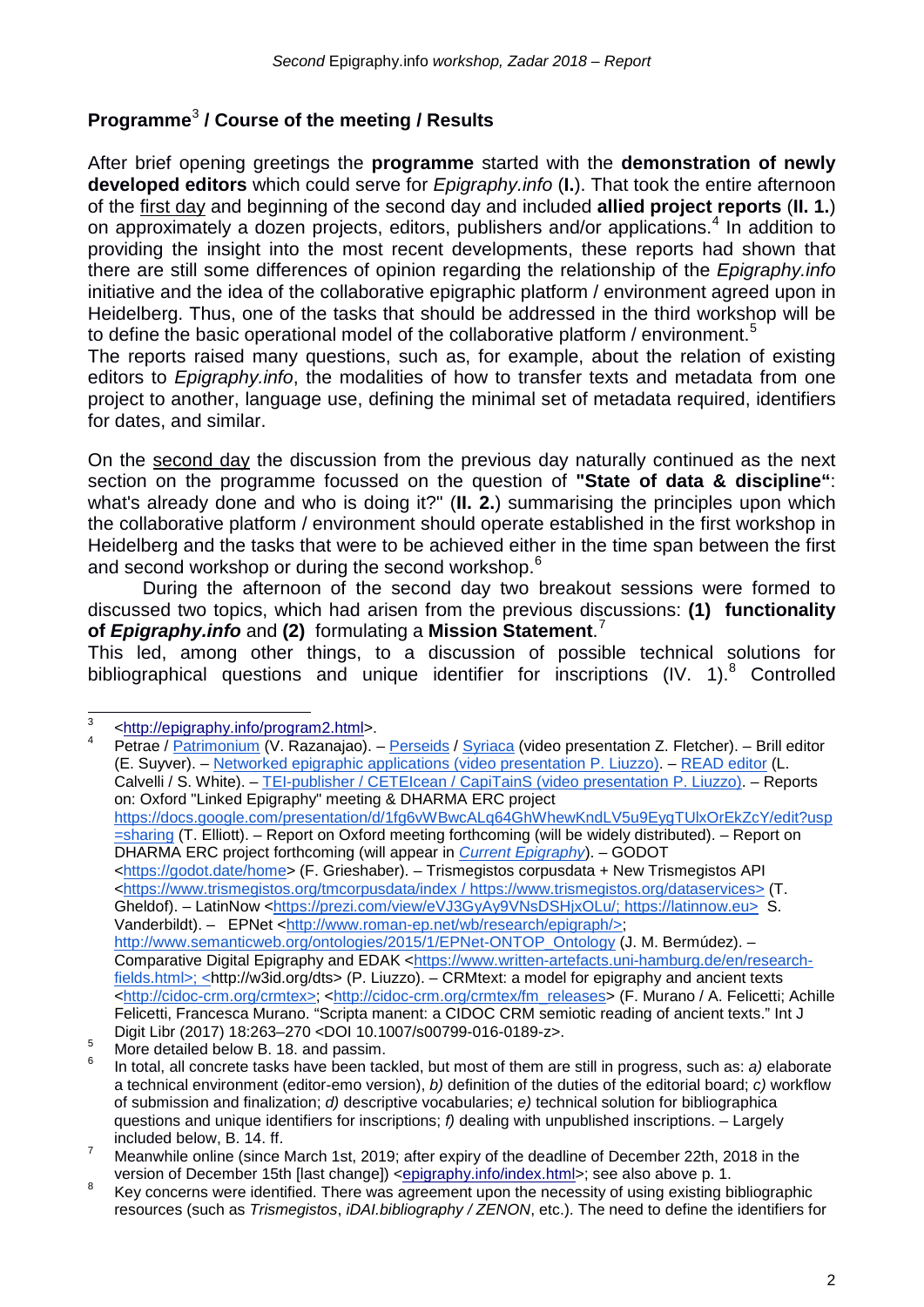## Programme[3] / Course of the meeting / Results

After brief opening greetings the **programme** started with the **demonstration of newly developed editors** which could serve for *Epigraphy.info* (**I.**). That took the entire afternoon of the first day and beginning of the second day and included **allied project reports** (**II. 1.**) on approximately a dozen projects, editors, publishers and/or applications.[4] In addition to providing the insight into the most recent developments, these reports had shown that there are still some differences of opinion regarding the relationship of the *Epigraphy.info* initiative and the idea of the collaborative epigraphic platform / environment agreed upon in Heidelberg. Thus, one of the tasks that should be addressed in the third workshop will be to define the basic operational model of the collaborative platform / environment.[5]
The reports raised many questions, such as, for example, about the relation of existing editors to *Epigraphy.info*, the modalities of how to transfer texts and metadata from one project to another, language use, defining the minimal set of metadata required, identifiers for dates, and similar.

On the second day the discussion from the previous day naturally continued as the next section on the programme focussed on the question of **"State of data & discipline"**: what's already done and who is doing it?" (**II. 2.**) summarising the principles upon which the collaborative platform / environment should operate established in the first workshop in Heidelberg and the tasks that were to be achieved either in the time span between the first and second workshop or during the second workshop.[6]

During the afternoon of the second day two breakout sessions were formed to discussed two topics, which had arisen from the previous discussions: **(1) functionality of *Epigraphy.info*** and **(2)** formulating a **Mission Statement**.[7]
This led, among other things, to a discussion of possible technical solutions for bibliographical questions and unique identifier for inscriptions (IV. 1).[8] Controlled

---

[3] <http://epigraphy.info/program2.html>.

[4] Petrae / Patrimonium (V. Razanajao). – Perseids / Syriaca (video presentation Z. Fletcher). – Brill editor (E. Suyver). – Networked epigraphic applications (video presentation P. Liuzzo). – READ editor (L. Calvelli / S. White). – TEI-publisher / CETEIcean / CapiTainS (video presentation P. Liuzzo). – Reports on: Oxford "Linked Epigraphy" meeting & DHARMA ERC project https://docs.google.com/presentation/d/1fg6vWBwcALq64GhWhewKndLV5u9EygTUlxOrEkZcY/edit?usp=sharing (T. Elliott). – Report on Oxford meeting forthcoming (will be widely distributed). – Report on DHARMA ERC project forthcoming (will appear in *Current Epigraphy*). – GODOT <https://godot.date/home> (F. Grieshaber). – Trismegistos corpusdata + New Trismegistos API <https://www.trismegistos.org/tmcorpusdata/index / https://www.trismegistos.org/dataservices> (T. Gheldof). – LatinNow <https://prezi.com/view/eVJ3GyAy9VNsDSHjxOLu/; https://latinnow.eu> S. Vanderbildt). – EPNet <http://www.roman-ep.net/wb/research/epigraph/>; http://www.semanticweb.org/ontologies/2015/1/EPNet-ONTOP_Ontology (J. M. Bermúdez). – Comparative Digital Epigraphy and EDAK <https://www.written-artefacts.uni-hamburg.de/en/research-fields.html>; <http://w3id.org/dts> (P. Liuzzo). – CRMtext: a model for epigraphy and ancient texts <http://cidoc-crm.org/crmtex>; <http://cidoc-crm.org/crmtex/fm_releases> (F. Murano / A. Felicetti; Achille Felicetti, Francesca Murano. "Scripta manent: a CIDOC CRM semiotic reading of ancient texts." Int J Digit Libr (2017) 18:263–270 <DOI 10.1007/s00799-016-0189-z>.

[5] More detailed below B. 18. and passim.

[6] In total, all concrete tasks have been tackled, but most of them are still in progress, such as: *a)* elaborate a technical environment (editor-emo version), *b)* definition of the duties of the editorial board; *c)* workflow of submission and finalization; *d)* descriptive vocabularies; *e)* technical solution for bibliographica questions and unique identifiers for inscriptions; *f)* dealing with unpublished inscriptions. – Largely included below, B. 14. ff.

[7] Meanwhile online (since March 1st, 2019; after expiry of the deadline of December 22th, 2018 in the version of December 15th [last change]) <epigraphy.info/index.html>; see also above p. 1.

[8] Key concerns were identified. There was agreement upon the necessity of using existing bibliographic resources (such as *Trismegistos*, *iDAI.bibliography / ZENON*, etc.). The need to define the identifiers for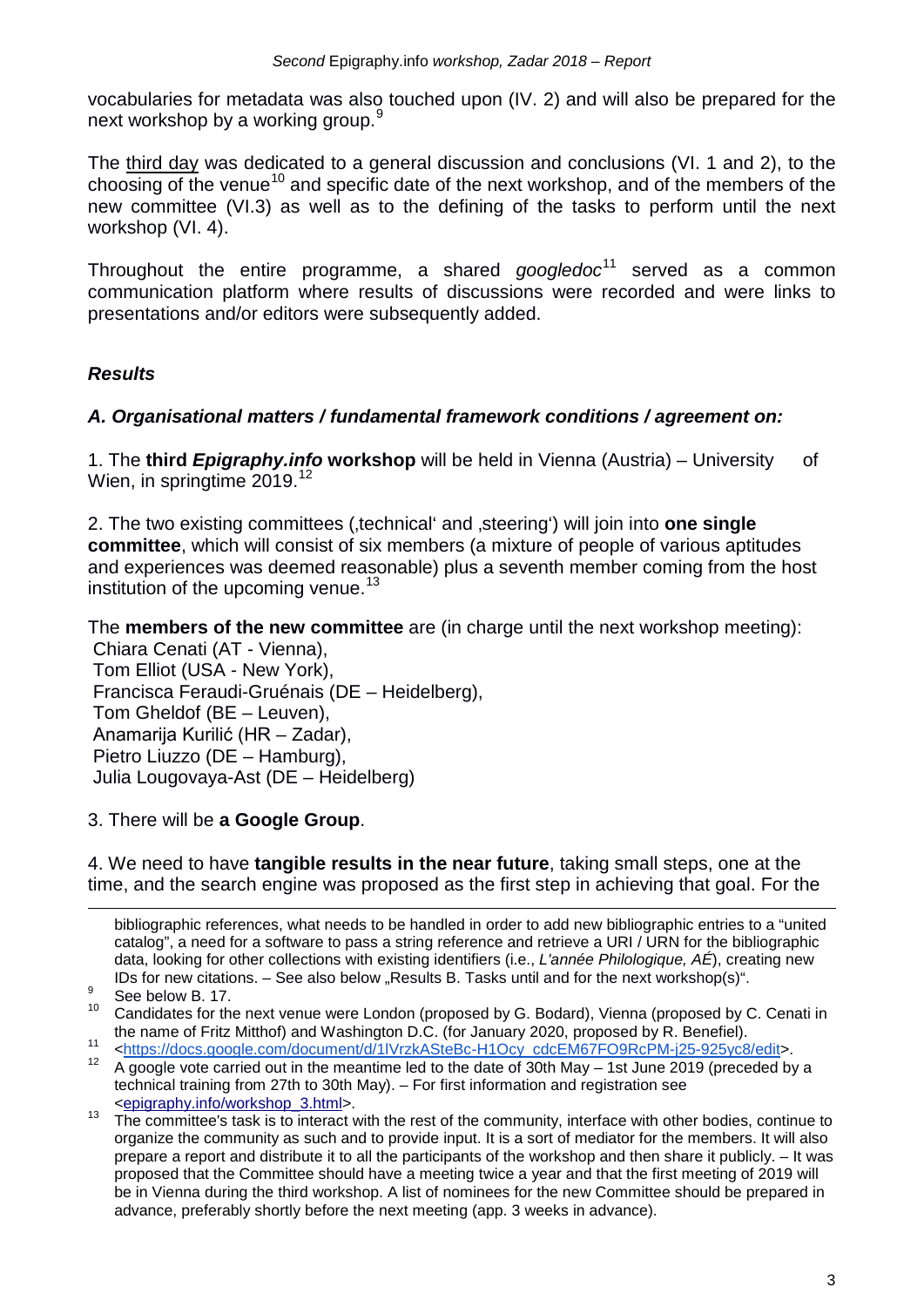vocabularies for metadata was also touched upon (IV. 2) and will also be prepared for the next workshop by a working group.[9]

The third day was dedicated to a general discussion and conclusions (VI. 1 and 2), to the choosing of the venue[10] and specific date of the next workshop, and of the members of the new committee (VI.3) as well as to the defining of the tasks to perform until the next workshop (VI. 4).

Throughout the entire programme, a shared *googledoc*[11] served as a common communication platform where results of discussions were recorded and were links to presentations and/or editors were subsequently added.

### *Results*

### *A. Organisational matters / fundamental framework conditions / agreement on:*

1. The **third *Epigraphy.info* workshop** will be held in Vienna (Austria) – University of Wien, in springtime 2019.[12]

2. The two existing committees (‚technical' and ‚steering') will join into **one single committee**, which will consist of six members (a mixture of people of various aptitudes and experiences was deemed reasonable) plus a seventh member coming from the host institution of the upcoming venue.[13]

The **members of the new committee** are (in charge until the next workshop meeting):
Chiara Cenati (AT - Vienna),
Tom Elliot (USA - New York),
Francisca Feraudi-Gruénais (DE – Heidelberg),
Tom Gheldof (BE – Leuven),
Anamarija Kurilić (HR – Zadar),
Pietro Liuzzo (DE – Hamburg),
Julia Lougovaya-Ast (DE – Heidelberg)

3. There will be **a Google Group**.

4. We need to have **tangible results in the near future**, taking small steps, one at the time, and the search engine was proposed as the first step in achieving that goal. For the

---

bibliographic references, what needs to be handled in order to add new bibliographic entries to a "united catalog", a need for a software to pass a string reference and retrieve a URI / URN for the bibliographic data, looking for other collections with existing identifiers (i.e., *L'année Philologique, AÉ*), creating new IDs for new citations. – See also below „Results B. Tasks until and for the next workshop(s)".

[9] See below B. 17.

[10] Candidates for the next venue were London (proposed by G. Bodard), Vienna (proposed by C. Cenati in the name of Fritz Mitthof) and Washington D.C. (for January 2020, proposed by R. Benefiel).

[11] <https://docs.google.com/document/d/1lVrzkASteBc-H1Ocy_cdcEM67FO9RcPM-j25-925yc8/edit>.

[12] A google vote carried out in the meantime led to the date of 30th May – 1st June 2019 (preceded by a technical training from 27th to 30th May). – For first information and registration see <epigraphy.info/workshop_3.html>.

[13] The committee's task is to interact with the rest of the community, interface with other bodies, continue to organize the community as such and to provide input. It is a sort of mediator for the members. It will also prepare a report and distribute it to all the participants of the workshop and then share it publicly. – It was proposed that the Committee should have a meeting twice a year and that the first meeting of 2019 will be in Vienna during the third workshop. A list of nominees for the new Committee should be prepared in advance, preferably shortly before the next meeting (app. 3 weeks in advance).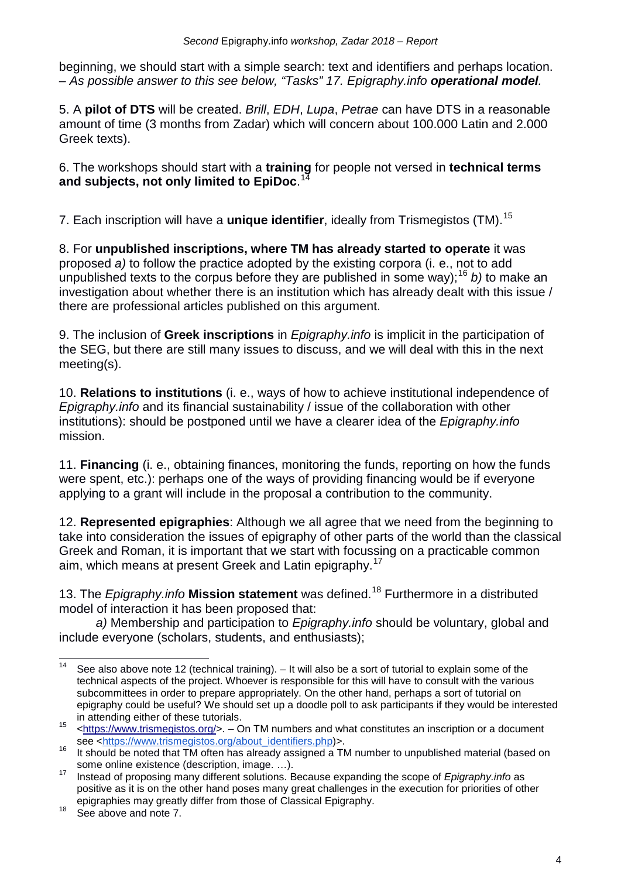beginning, we should start with a simple search: text and identifiers and perhaps location. – *As possible answer to this see below, "Tasks" 17. Epigraphy.info **operational model**.*

5. A **pilot of DTS** will be created. *Brill*, *EDH*, *Lupa*, *Petrae* can have DTS in a reasonable amount of time (3 months from Zadar) which will concern about 100.000 Latin and 2.000 Greek texts).

6. The workshops should start with a **training** for people not versed in **technical terms and subjects, not only limited to EpiDoc**.[14]

7. Each inscription will have a **unique identifier**, ideally from Trismegistos (TM).[15]

8. For **unpublished inscriptions, where TM has already started to operate** it was proposed *a)* to follow the practice adopted by the existing corpora (i. e., not to add unpublished texts to the corpus before they are published in some way);[16] *b)* to make an investigation about whether there is an institution which has already dealt with this issue / there are professional articles published on this argument.

9. The inclusion of **Greek inscriptions** in *Epigraphy.info* is implicit in the participation of the SEG, but there are still many issues to discuss, and we will deal with this in the next meeting(s).

10. **Relations to institutions** (i. e., ways of how to achieve institutional independence of *Epigraphy.info* and its financial sustainability / issue of the collaboration with other institutions): should be postponed until we have a clearer idea of the *Epigraphy.info* mission.

11. **Financing** (i. e., obtaining finances, monitoring the funds, reporting on how the funds were spent, etc.): perhaps one of the ways of providing financing would be if everyone applying to a grant will include in the proposal a contribution to the community.

12. **Represented epigraphies**: Although we all agree that we need from the beginning to take into consideration the issues of epigraphy of other parts of the world than the classical Greek and Roman, it is important that we start with focussing on a practicable common aim, which means at present Greek and Latin epigraphy.[17]

13. The *Epigraphy.info* **Mission statement** was defined.[18] Furthermore in a distributed model of interaction it has been proposed that:

*a)* Membership and participation to *Epigraphy.info* should be voluntary, global and include everyone (scholars, students, and enthusiasts);

---

[14] See also above note 12 (technical training). – It will also be a sort of tutorial to explain some of the technical aspects of the project. Whoever is responsible for this will have to consult with the various subcommittees in order to prepare appropriately. On the other hand, perhaps a sort of tutorial on epigraphy could be useful? We should set up a doodle poll to ask participants if they would be interested in attending either of these tutorials.

[15] <https://www.trismegistos.org/>. – On TM numbers and what constitutes an inscription or a document see <https://www.trismegistos.org/about_identifiers.php>).

[16] It should be noted that TM often has already assigned a TM number to unpublished material (based on some online existence (description, image. …).

[17] Instead of proposing many different solutions. Because expanding the scope of *Epigraphy.info* as positive as it is on the other hand poses many great challenges in the execution for priorities of other epigraphies may greatly differ from those of Classical Epigraphy.

[18] See above and note 7.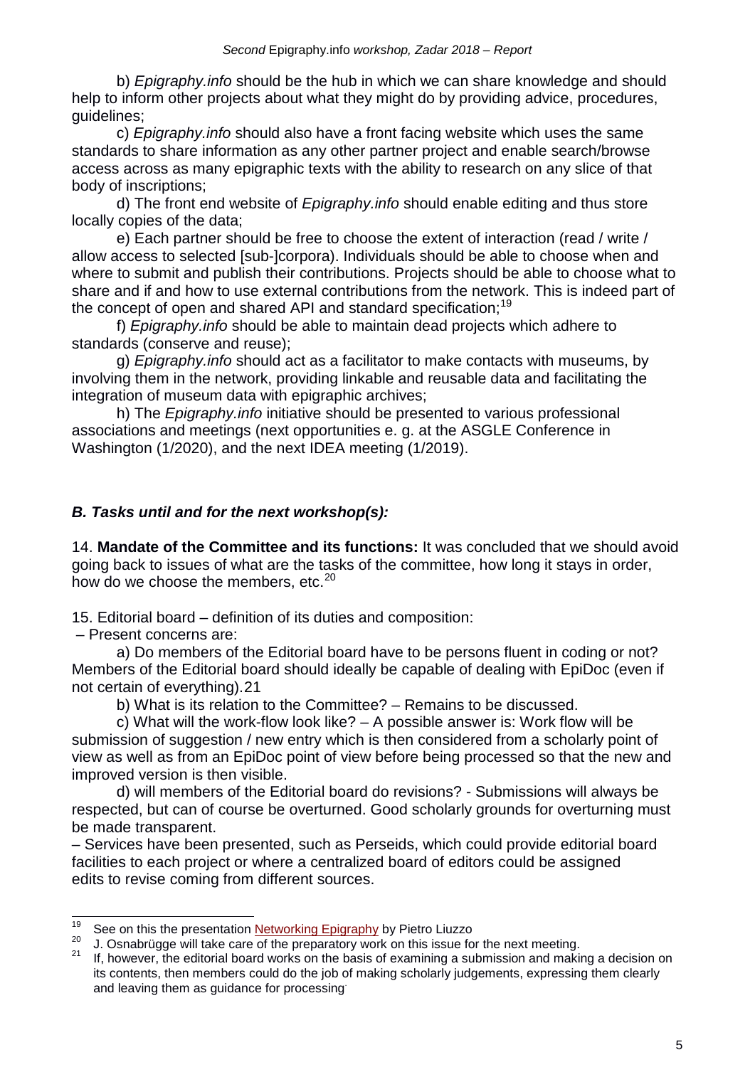b) *Epigraphy.info* should be the hub in which we can share knowledge and should help to inform other projects about what they might do by providing advice, procedures, guidelines;

c) *Epigraphy.info* should also have a front facing website which uses the same standards to share information as any other partner project and enable search/browse access across as many epigraphic texts with the ability to research on any slice of that body of inscriptions;

d) The front end website of *Epigraphy.info* should enable editing and thus store locally copies of the data;

e) Each partner should be free to choose the extent of interaction (read / write / allow access to selected [sub-]corpora). Individuals should be able to choose when and where to submit and publish their contributions. Projects should be able to choose what to share and if and how to use external contributions from the network. This is indeed part of the concept of open and shared API and standard specification;[19]

f) *Epigraphy.info* should be able to maintain dead projects which adhere to standards (conserve and reuse);

g) *Epigraphy.info* should act as a facilitator to make contacts with museums, by involving them in the network, providing linkable and reusable data and facilitating the integration of museum data with epigraphic archives;

h) The *Epigraphy.info* initiative should be presented to various professional associations and meetings (next opportunities e. g. at the ASGLE Conference in Washington (1/2020), and the next IDEA meeting (1/2019).

### *B. Tasks until and for the next workshop(s):*

14. **Mandate of the Committee and its functions:** It was concluded that we should avoid going back to issues of what are the tasks of the committee, how long it stays in order, how do we choose the members, etc.[20]

15. Editorial board – definition of its duties and composition:

– Present concerns are:

a) Do members of the Editorial board have to be persons fluent in coding or not? Members of the Editorial board should ideally be capable of dealing with EpiDoc (even if not certain of everything).21

b) What is its relation to the Committee? – Remains to be discussed.

c) What will the work-flow look like? – A possible answer is: Work flow will be submission of suggestion / new entry which is then considered from a scholarly point of view as well as from an EpiDoc point of view before being processed so that the new and improved version is then visible.

d) will members of the Editorial board do revisions? - Submissions will always be respected, but can of course be overturned. Good scholarly grounds for overturning must be made transparent.

– Services have been presented, such as Perseids, which could provide editorial board facilities to each project or where a centralized board of editors could be assigned edits to revise coming from different sources.

---

[19] See on this the presentation Networking Epigraphy by Pietro Liuzzo

[20] J. Osnabrügge will take care of the preparatory work on this issue for the next meeting.

[21] If, however, the editorial board works on the basis of examining a submission and making a decision on its contents, then members could do the job of making scholarly judgements, expressing them clearly and leaving them as guidance for processing.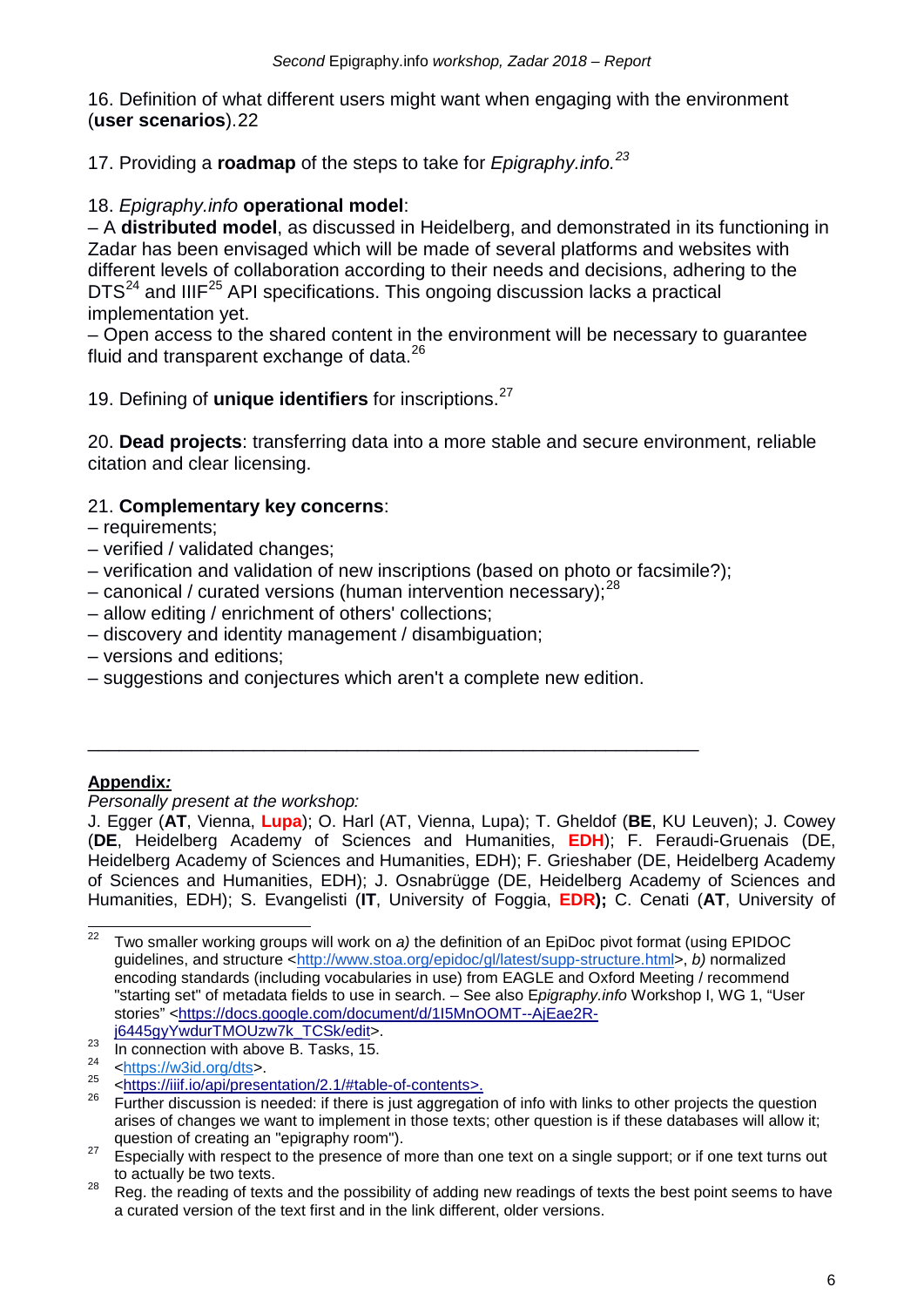16. Definition of what different users might want when engaging with the environment (**user scenarios**).22

17. Providing a **roadmap** of the steps to take for *Epigraphy.info.*[23]

18. *Epigraphy.info* **operational model**:

– A **distributed model**, as discussed in Heidelberg, and demonstrated in its functioning in Zadar has been envisaged which will be made of several platforms and websites with different levels of collaboration according to their needs and decisions, adhering to the DTS[24] and IIIF[25] API specifications. This ongoing discussion lacks a practical implementation yet.

– Open access to the shared content in the environment will be necessary to guarantee fluid and transparent exchange of data.[26]

19. Defining of **unique identifiers** for inscriptions.[27]

20. **Dead projects**: transferring data into a more stable and secure environment, reliable citation and clear licensing.

21. **Complementary key concerns**:

– requirements;
– verified / validated changes;
– verification and validation of new inscriptions (based on photo or facsimile?);
– canonical / curated versions (human intervention necessary);[28]
– allow editing / enrichment of others' collections;
– discovery and identity management / disambiguation;
– versions and editions;
– suggestions and conjectures which aren't a complete new edition.

---

**Appendix*:***

*Personally present at the workshop:*

J. Egger (**AT**, Vienna, **Lupa**); O. Harl (AT, Vienna, Lupa); T. Gheldof (**BE**, KU Leuven); J. Cowey (**DE**, Heidelberg Academy of Sciences and Humanities, **EDH**); F. Feraudi-Gruenais (DE, Heidelberg Academy of Sciences and Humanities, EDH); F. Grieshaber (DE, Heidelberg Academy of Sciences and Humanities, EDH); J. Osnabrügge (DE, Heidelberg Academy of Sciences and Humanities, EDH); S. Evangelisti (**IT**, University of Foggia, **EDR);** C. Cenati (**AT**, University of

---

[22] Two smaller working groups will work on *a)* the definition of an EpiDoc pivot format (using EPIDOC guidelines, and structure <http://www.stoa.org/epidoc/gl/latest/supp-structure.html>, *b)* normalized encoding standards (including vocabularies in use) from EAGLE and Oxford Meeting / recommend "starting set" of metadata fields to use in search. – See also E*pigraphy.info* Workshop I, WG 1, "User stories" <https://docs.google.com/document/d/1I5MnOOMT--AjEae2R-j6445gyYwdurTMOUzw7k_TCSk/edit>.

[23] In connection with above B. Tasks, 15.

[24] <https://w3id.org/dts>.

[25] <https://iiif.io/api/presentation/2.1/#table-of-contents>.

[26] Further discussion is needed: if there is just aggregation of info with links to other projects the question arises of changes we want to implement in those texts; other question is if these databases will allow it; question of creating an "epigraphy room").

[27] Especially with respect to the presence of more than one text on a single support; or if one text turns out to actually be two texts.

[28] Reg. the reading of texts and the possibility of adding new readings of texts the best point seems to have a curated version of the text first and in the link different, older versions.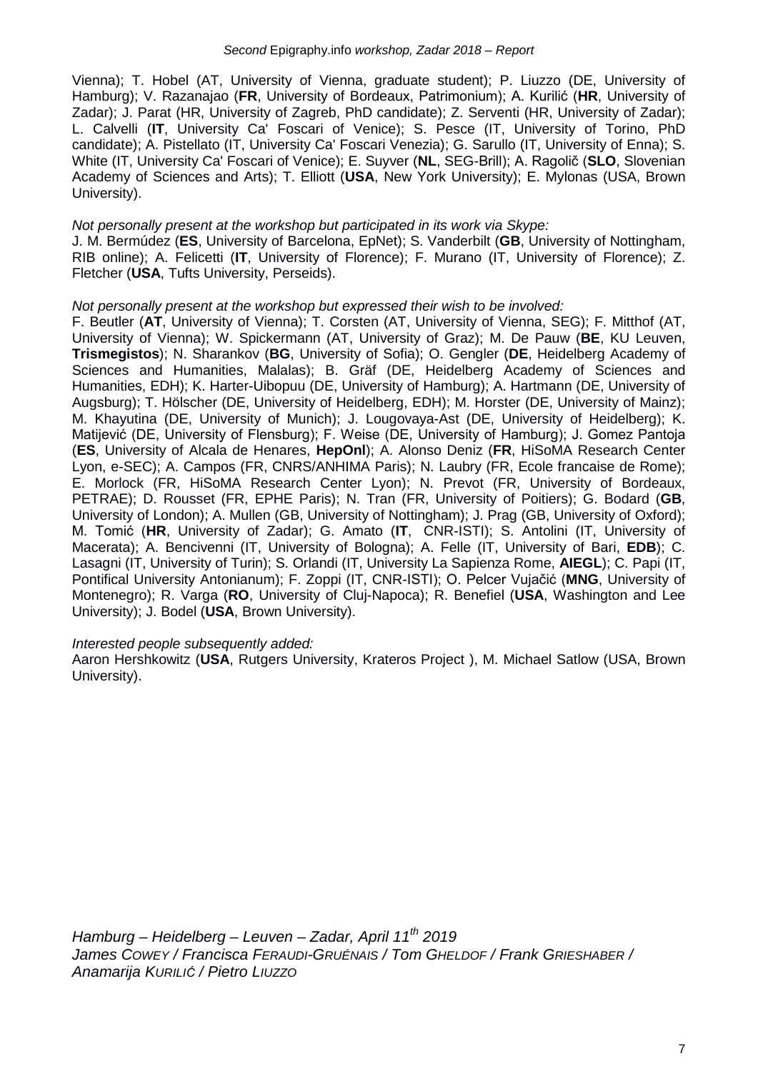Vienna); T. Hobel (AT, University of Vienna, graduate student); P. Liuzzo (DE, University of Hamburg); V. Razanajao (**FR**, University of Bordeaux, Patrimonium); A. Kurilić (**HR**, University of Zadar); J. Parat (HR, University of Zagreb, PhD candidate); Z. Serventi (HR, University of Zadar); L. Calvelli (**IT**, University Ca' Foscari of Venice); S. Pesce (IT, University of Torino, PhD candidate); A. Pistellato (IT, University Ca' Foscari Venezia); G. Sarullo (IT, University of Enna); S. White (IT, University Ca' Foscari of Venice); E. Suyver (**NL**, SEG-Brill); A. Ragolič (**SLO**, Slovenian Academy of Sciences and Arts); T. Elliott (**USA**, New York University); E. Mylonas (USA, Brown University).

*Not personally present at the workshop but participated in its work via Skype:*
J. M. Bermúdez (**ES**, University of Barcelona, EpNet); S. Vanderbilt (**GB**, University of Nottingham, RIB online); A. Felicetti (**IT**, University of Florence); F. Murano (IT, University of Florence); Z. Fletcher (**USA**, Tufts University, Perseids).

*Not personally present at the workshop but expressed their wish to be involved:*
F. Beutler (**AT**, University of Vienna); T. Corsten (AT, University of Vienna, SEG); F. Mitthof (AT, University of Vienna); W. Spickermann (AT, University of Graz); M. De Pauw (**BE**, KU Leuven, **Trismegistos**); N. Sharankov (**BG**, University of Sofia); O. Gengler (**DE**, Heidelberg Academy of Sciences and Humanities, Malalas); B. Gräf (DE, Heidelberg Academy of Sciences and Humanities, EDH); K. Harter-Uibopuu (DE, University of Hamburg); A. Hartmann (DE, University of Augsburg); T. Hölscher (DE, University of Heidelberg, EDH); M. Horster (DE, University of Mainz); M. Khayutina (DE, University of Munich); J. Lougovaya-Ast (DE, University of Heidelberg); K. Matijević (DE, University of Flensburg); F. Weise (DE, University of Hamburg); J. Gomez Pantoja (**ES**, University of Alcala de Henares, **HepOnl**); A. Alonso Deniz (**FR**, HiSoMA Research Center Lyon, e-SEC); A. Campos (FR, CNRS/ANHIMA Paris); N. Laubry (FR, Ecole francaise de Rome); E. Morlock (FR, HiSoMA Research Center Lyon); N. Prevot (FR, University of Bordeaux, PETRAE); D. Rousset (FR, EPHE Paris); N. Tran (FR, University of Poitiers); G. Bodard (**GB**, University of London); A. Mullen (GB, University of Nottingham); J. Prag (GB, University of Oxford); M. Tomić (**HR**, University of Zadar); G. Amato (**IT**, CNR-ISTI); S. Antolini (IT, University of Macerata); A. Bencivenni (IT, University of Bologna); A. Felle (IT, University of Bari, **EDB**); C. Lasagni (IT, University of Turin); S. Orlandi (IT, University La Sapienza Rome, **AIEGL**); C. Papi (IT, Pontifical University Antonianum); F. Zoppi (IT, CNR-ISTI); O. Pelcer Vujačić (**MNG**, University of Montenegro); R. Varga (**RO**, University of Cluj-Napoca); R. Benefiel (**USA**, Washington and Lee University); J. Bodel (**USA**, Brown University).

*Interested people subsequently added:*
Aaron Hershkowitz (**USA**, Rutgers University, Krateros Project ), M. Michael Satlow (USA, Brown University).

*Hamburg – Heidelberg – Leuven – Zadar, April 11th 2019*
*James COWEY / Francisca FERAUDI-GRUÉNAIS / Tom GHELDOF / Frank GRIESHABER / Anamarija KURILIĆ / Pietro LIUZZO*